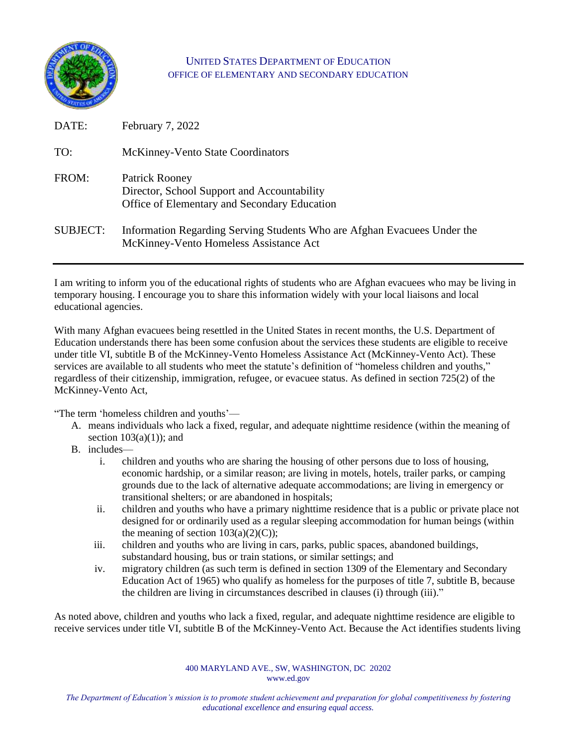UNITED STATES DEPARTMENT OF EDUCATION
OFFICE OF ELEMENTARY AND SECONDARY EDUCATION

DATE: February 7, 2022

TO: McKinney-Vento State Coordinators

FROM: Patrick Rooney
Director, School Support and Accountability
Office of Elementary and Secondary Education

SUBJECT: Information Regarding Serving Students Who are Afghan Evacuees Under the McKinney-Vento Homeless Assistance Act

---

I am writing to inform you of the educational rights of students who are Afghan evacuees who may be living in temporary housing. I encourage you to share this information widely with your local liaisons and local educational agencies.

With many Afghan evacuees being resettled in the United States in recent months, the U.S. Department of Education understands there has been some confusion about the services these students are eligible to receive under title VI, subtitle B of the McKinney-Vento Homeless Assistance Act (McKinney-Vento Act). These services are available to all students who meet the statute's definition of "homeless children and youths," regardless of their citizenship, immigration, refugee, or evacuee status. As defined in section 725(2) of the McKinney-Vento Act,

"The term 'homeless children and youths'—

A. means individuals who lack a fixed, regular, and adequate nighttime residence (within the meaning of section 103(a)(1)); and
B. includes—
   i. children and youths who are sharing the housing of other persons due to loss of housing, economic hardship, or a similar reason; are living in motels, hotels, trailer parks, or camping grounds due to the lack of alternative adequate accommodations; are living in emergency or transitional shelters; or are abandoned in hospitals;
   ii. children and youths who have a primary nighttime residence that is a public or private place not designed for or ordinarily used as a regular sleeping accommodation for human beings (within the meaning of section 103(a)(2)(C));
   iii. children and youths who are living in cars, parks, public spaces, abandoned buildings, substandard housing, bus or train stations, or similar settings; and
   iv. migratory children (as such term is defined in section 1309 of the Elementary and Secondary Education Act of 1965) who qualify as homeless for the purposes of title 7, subtitle B, because the children are living in circumstances described in clauses (i) through (iii)."

As noted above, children and youths who lack a fixed, regular, and adequate nighttime residence are eligible to receive services under title VI, subtitle B of the McKinney-Vento Act. Because the Act identifies students living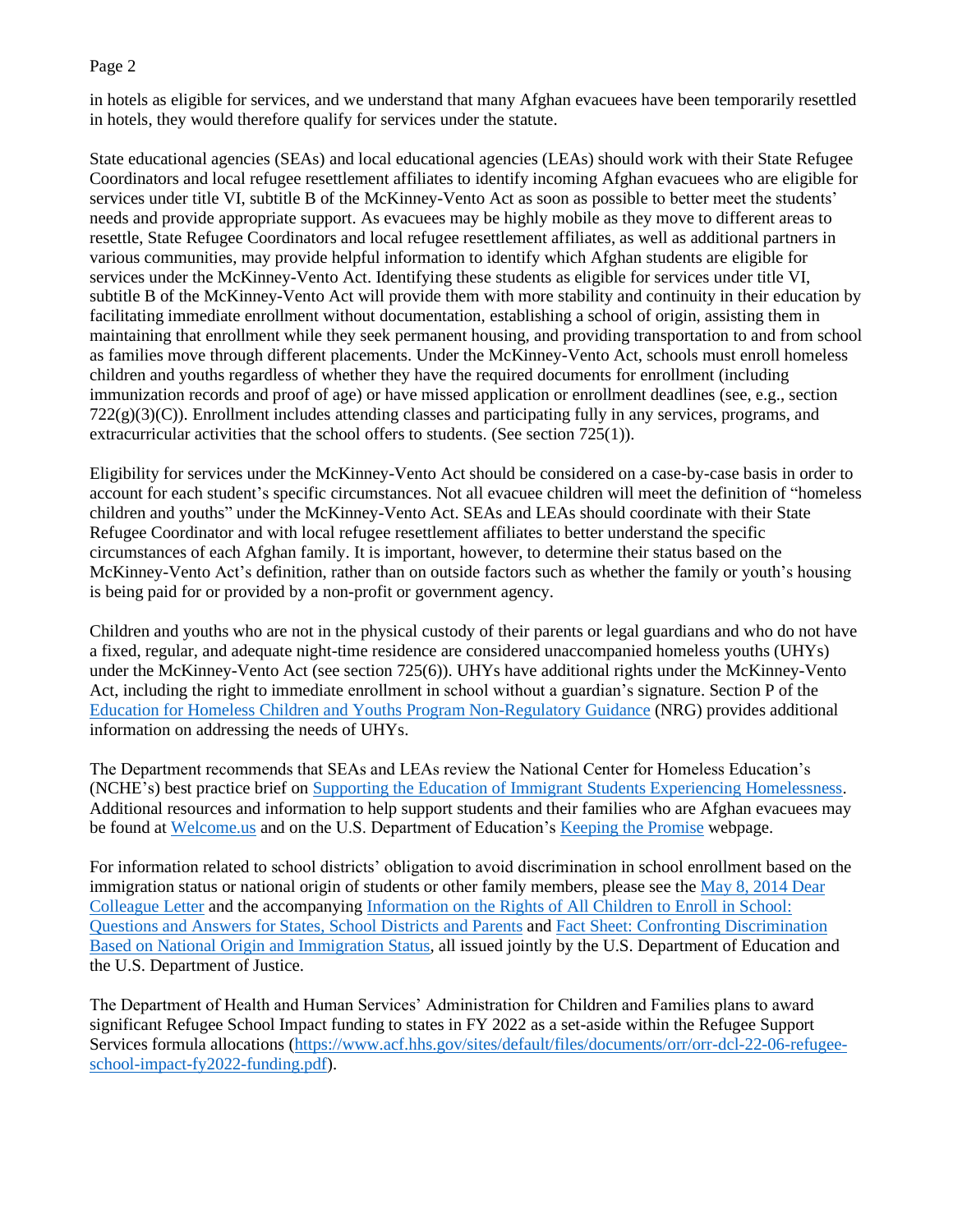in hotels as eligible for services, and we understand that many Afghan evacuees have been temporarily resettled in hotels, they would therefore qualify for services under the statute.

State educational agencies (SEAs) and local educational agencies (LEAs) should work with their State Refugee Coordinators and local refugee resettlement affiliates to identify incoming Afghan evacuees who are eligible for services under title VI, subtitle B of the McKinney-Vento Act as soon as possible to better meet the students' needs and provide appropriate support. As evacuees may be highly mobile as they move to different areas to resettle, State Refugee Coordinators and local refugee resettlement affiliates, as well as additional partners in various communities, may provide helpful information to identify which Afghan students are eligible for services under the McKinney-Vento Act. Identifying these students as eligible for services under title VI, subtitle B of the McKinney-Vento Act will provide them with more stability and continuity in their education by facilitating immediate enrollment without documentation, establishing a school of origin, assisting them in maintaining that enrollment while they seek permanent housing, and providing transportation to and from school as families move through different placements. Under the McKinney-Vento Act, schools must enroll homeless children and youths regardless of whether they have the required documents for enrollment (including immunization records and proof of age) or have missed application or enrollment deadlines (see, e.g., section 722(g)(3)(C)). Enrollment includes attending classes and participating fully in any services, programs, and extracurricular activities that the school offers to students. (See section 725(1)).

Eligibility for services under the McKinney-Vento Act should be considered on a case-by-case basis in order to account for each student's specific circumstances. Not all evacuee children will meet the definition of "homeless children and youths" under the McKinney-Vento Act. SEAs and LEAs should coordinate with their State Refugee Coordinator and with local refugee resettlement affiliates to better understand the specific circumstances of each Afghan family. It is important, however, to determine their status based on the McKinney-Vento Act's definition, rather than on outside factors such as whether the family or youth's housing is being paid for or provided by a non-profit or government agency.

Children and youths who are not in the physical custody of their parents or legal guardians and who do not have a fixed, regular, and adequate night-time residence are considered unaccompanied homeless youths (UHYs) under the McKinney-Vento Act (see section 725(6)). UHYs have additional rights under the McKinney-Vento Act, including the right to immediate enrollment in school without a guardian's signature. Section P of the Education for Homeless Children and Youths Program Non-Regulatory Guidance (NRG) provides additional information on addressing the needs of UHYs.

The Department recommends that SEAs and LEAs review the National Center for Homeless Education's (NCHE's) best practice brief on Supporting the Education of Immigrant Students Experiencing Homelessness. Additional resources and information to help support students and their families who are Afghan evacuees may be found at Welcome.us and on the U.S. Department of Education's Keeping the Promise webpage.

For information related to school districts' obligation to avoid discrimination in school enrollment based on the immigration status or national origin of students or other family members, please see the May 8, 2014 Dear Colleague Letter and the accompanying Information on the Rights of All Children to Enroll in School: Questions and Answers for States, School Districts and Parents and Fact Sheet: Confronting Discrimination Based on National Origin and Immigration Status, all issued jointly by the U.S. Department of Education and the U.S. Department of Justice.

The Department of Health and Human Services' Administration for Children and Families plans to award significant Refugee School Impact funding to states in FY 2022 as a set-aside within the Refugee Support Services formula allocations (https://www.acf.hhs.gov/sites/default/files/documents/orr/orr-dcl-22-06-refugee-school-impact-fy2022-funding.pdf).